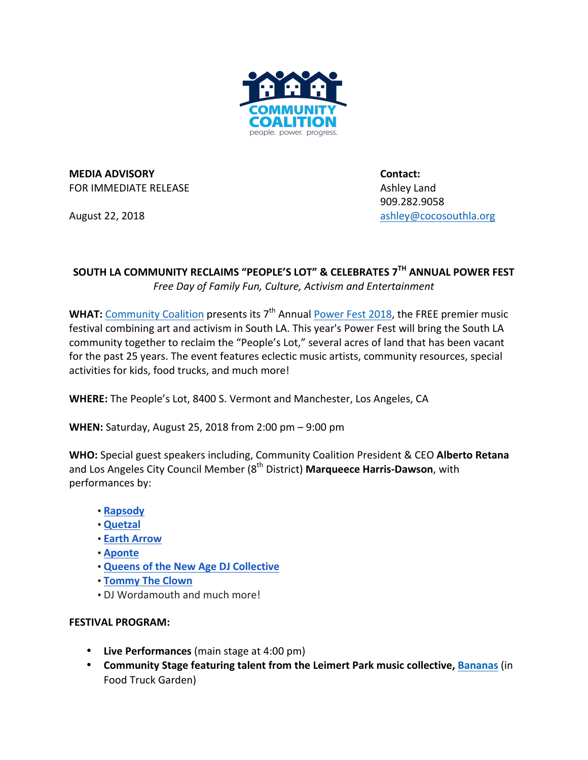COMMUNITY COALITION
people. power. progress.

**MEDIA ADVISORY**
FOR IMMEDIATE RELEASE

August 22, 2018

**Contact:**
Ashley Land
909.282.9058
ashley@cocosouthla.org

**SOUTH LA COMMUNITY RECLAIMS "PEOPLE'S LOT" & CELEBRATES 7TH ANNUAL POWER FEST**
*Free Day of Family Fun, Culture, Activism and Entertainment*

**WHAT:** Community Coalition presents its 7th Annual Power Fest 2018, the FREE premier music festival combining art and activism in South LA. This year's Power Fest will bring the South LA community together to reclaim the "People's Lot," several acres of land that has been vacant for the past 25 years. The event features eclectic music artists, community resources, special activities for kids, food trucks, and much more!

**WHERE:** The People's Lot, 8400 S. Vermont and Manchester, Los Angeles, CA

**WHEN:** Saturday, August 25, 2018 from 2:00 pm – 9:00 pm

**WHO:** Special guest speakers including, Community Coalition President & CEO **Alberto Retana** and Los Angeles City Council Member (8th District) **Marqueece Harris-Dawson**, with performances by:

- **Rapsody**
- **Quetzal**
- **Earth Arrow**
- **Aponte**
- **Queens of the New Age DJ Collective**
- **Tommy The Clown**
- DJ Wordamouth and much more!

**FESTIVAL PROGRAM:**

- **Live Performances** (main stage at 4:00 pm)
- **Community Stage featuring talent from the Leimert Park music collective, Bananas** (in Food Truck Garden)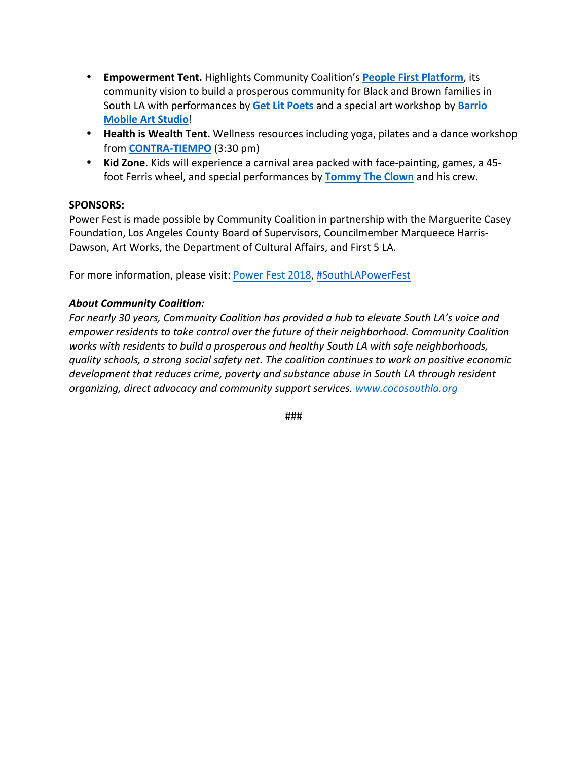- **Empowerment Tent.** Highlights Community Coalition's **People First Platform**, its community vision to build a prosperous community for Black and Brown families in South LA with performances by **Get Lit Poets** and a special art workshop by **Barrio Mobile Art Studio**!
- **Health is Wealth Tent.** Wellness resources including yoga, pilates and a dance workshop from **CONTRA-TIEMPO** (3:30 pm)
- **Kid Zone**. Kids will experience a carnival area packed with face-painting, games, a 45-foot Ferris wheel, and special performances by **Tommy The Clown** and his crew.

**SPONSORS:**

Power Fest is made possible by Community Coalition in partnership with the Marguerite Casey Foundation, Los Angeles County Board of Supervisors, Councilmember Marqueece Harris-Dawson, Art Works, the Department of Cultural Affairs, and First 5 LA.

For more information, please visit: Power Fest 2018, #SouthLAPowerFest

***About Community Coalition:***

*For nearly 30 years, Community Coalition has provided a hub to elevate South LA's voice and empower residents to take control over the future of their neighborhood. Community Coalition works with residents to build a prosperous and healthy South LA with safe neighborhoods, quality schools, a strong social safety net. The coalition continues to work on positive economic development that reduces crime, poverty and substance abuse in South LA through resident organizing, direct advocacy and community support services. www.cocosouthla.org*

###